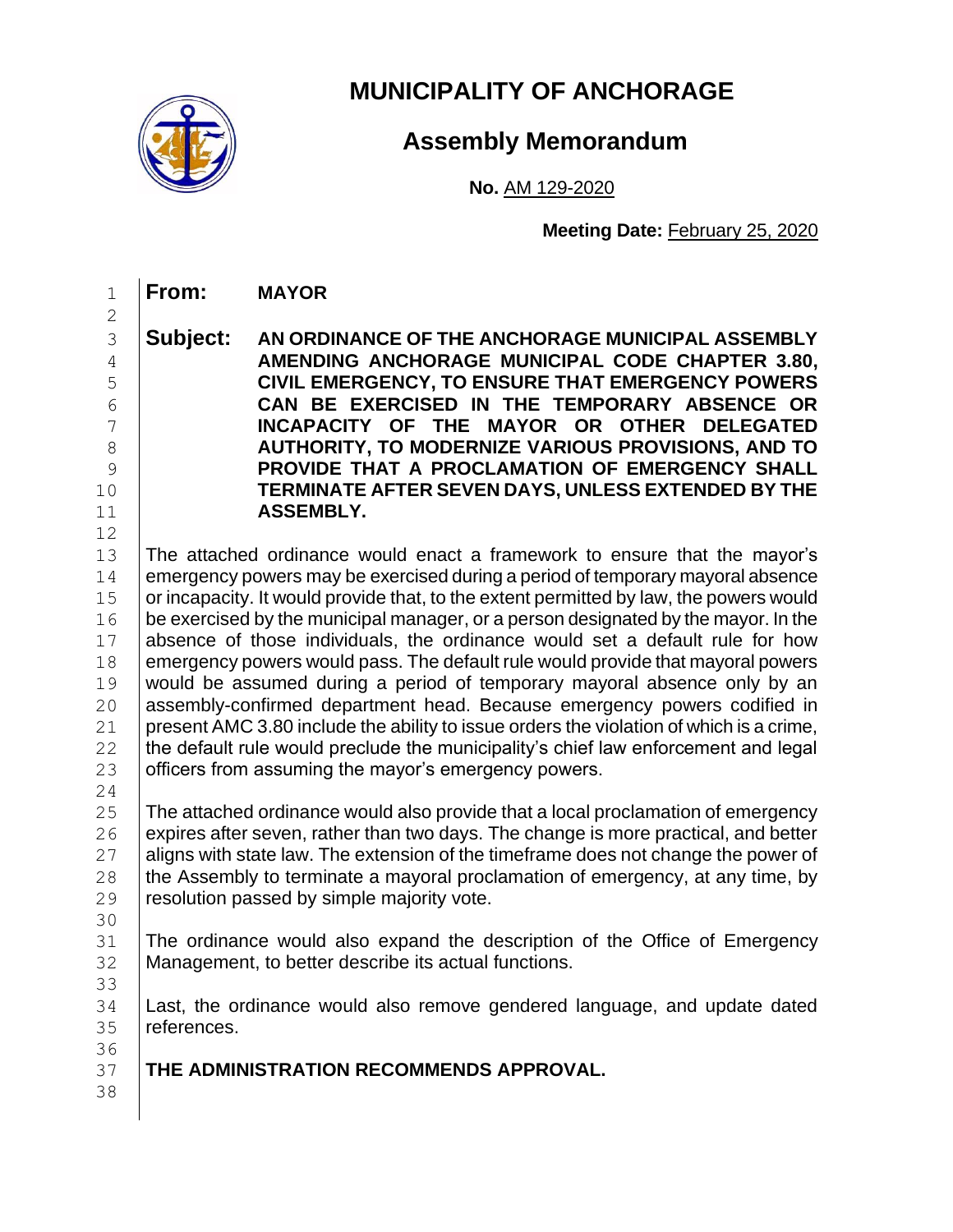# MUNICIPALITY OF ANCHORAGE

## Assembly Memorandum

**No.** AM 129-2020

**Meeting Date:** February 25, 2020

**From:** **MAYOR**

**Subject:** **AN ORDINANCE OF THE ANCHORAGE MUNICIPAL ASSEMBLY AMENDING ANCHORAGE MUNICIPAL CODE CHAPTER 3.80, CIVIL EMERGENCY, TO ENSURE THAT EMERGENCY POWERS CAN BE EXERCISED IN THE TEMPORARY ABSENCE OR INCAPACITY OF THE MAYOR OR OTHER DELEGATED AUTHORITY, TO MODERNIZE VARIOUS PROVISIONS, AND TO PROVIDE THAT A PROCLAMATION OF EMERGENCY SHALL TERMINATE AFTER SEVEN DAYS, UNLESS EXTENDED BY THE ASSEMBLY.**

The attached ordinance would enact a framework to ensure that the mayor's emergency powers may be exercised during a period of temporary mayoral absence or incapacity. It would provide that, to the extent permitted by law, the powers would be exercised by the municipal manager, or a person designated by the mayor. In the absence of those individuals, the ordinance would set a default rule for how emergency powers would pass. The default rule would provide that mayoral powers would be assumed during a period of temporary mayoral absence only by an assembly-confirmed department head. Because emergency powers codified in present AMC 3.80 include the ability to issue orders the violation of which is a crime, the default rule would preclude the municipality's chief law enforcement and legal officers from assuming the mayor's emergency powers.

The attached ordinance would also provide that a local proclamation of emergency expires after seven, rather than two days. The change is more practical, and better aligns with state law. The extension of the timeframe does not change the power of the Assembly to terminate a mayoral proclamation of emergency, at any time, by resolution passed by simple majority vote.

The ordinance would also expand the description of the Office of Emergency Management, to better describe its actual functions.

Last, the ordinance would also remove gendered language, and update dated references.

**THE ADMINISTRATION RECOMMENDS APPROVAL.**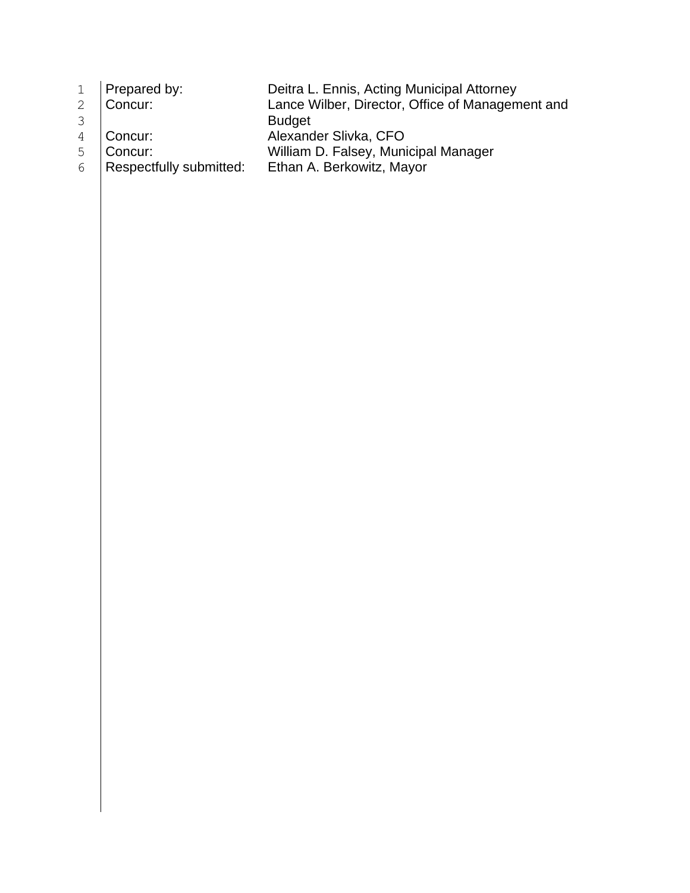| | |
|---|---|
| Prepared by: | Deitra L. Ennis, Acting Municipal Attorney |
| Concur: | Lance Wilber, Director, Office of Management and Budget |
| Concur: | Alexander Slivka, CFO |
| Concur: | William D. Falsey, Municipal Manager |
| Respectfully submitted: | Ethan A. Berkowitz, Mayor |